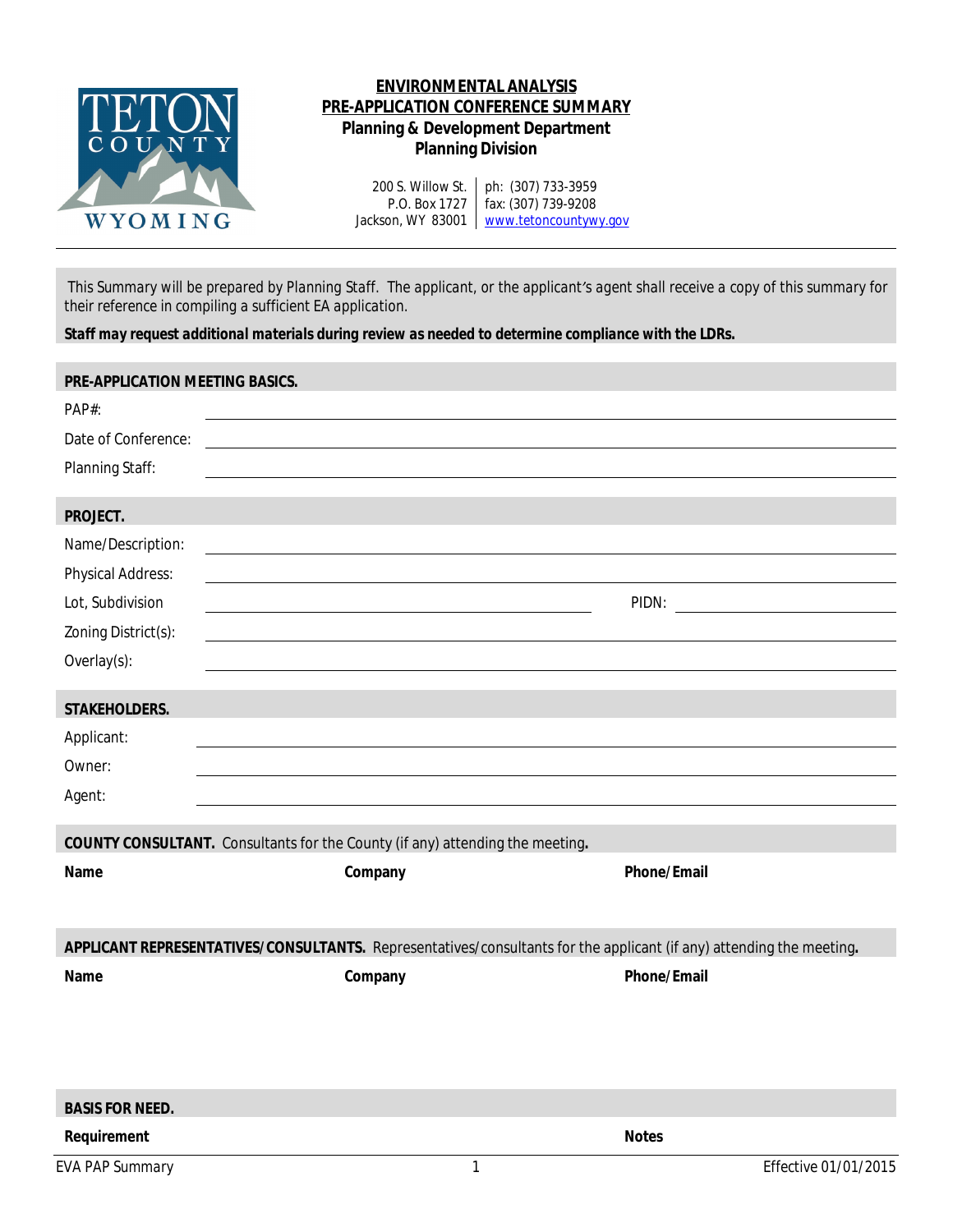# ENVIRONMENTAL ANALYSIS
# PRE-APPLICATION CONFERENCE SUMMARY

**Planning & Development Department**
**Planning Division**

200 S. Willow St.
P.O. Box 1727
Jackson, WY 83001

ph: (307) 733-3959
fax: (307) 739-9208
www.tetoncountywy.gov

This Summary will be prepared by Planning Staff. The applicant, or the applicant's agent shall receive a copy of this summary for their reference in compiling a sufficient EA application.

***Staff may request additional materials during review as needed to determine compliance with the LDRs.***

## PRE-APPLICATION MEETING BASICS.

PAP#: ______________________

Date of Conference: ______________________

Planning Staff: ______________________

## PROJECT.

Name/Description: ______________________

Physical Address: ______________________

Lot, Subdivision ______________________ PIDN: ______________________

Zoning District(s): ______________________

Overlay(s): ______________________

## STAKEHOLDERS.

Applicant: ______________________

Owner: ______________________

Agent: ______________________

## COUNTY CONSULTANT.

Consultants for the County (if any) attending the meeting.

| Name | Company | Phone/Email |
|---|---|---|
| | | |

## APPLICANT REPRESENTATIVES/CONSULTANTS.

Representatives/consultants for the applicant (if any) attending the meeting.

| Name | Company | Phone/Email |
|---|---|---|
| | | |

## BASIS FOR NEED.

| Requirement | Notes |
|---|---|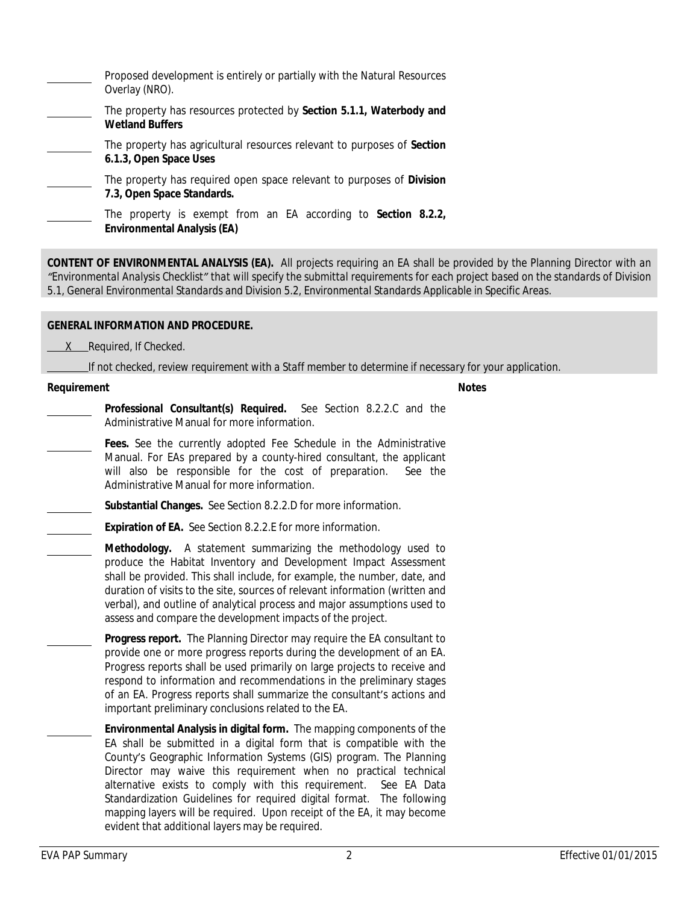\_\_\_\_\_\_\_\_ Proposed development is entirely or partially with the Natural Resources Overlay (NRO).

\_\_\_\_\_\_\_\_ The property has resources protected by **Section 5.1.1, Waterbody and Wetland Buffers**

\_\_\_\_\_\_\_\_ The property has agricultural resources relevant to purposes of **Section 6.1.3, Open Space Uses**

\_\_\_\_\_\_\_\_ The property has required open space relevant to purposes of **Division 7.3, Open Space Standards.**

\_\_\_\_\_\_\_\_ The property is exempt from an EA according to **Section 8.2.2, Environmental Analysis (EA)**

***CONTENT OF ENVIRONMENTAL ANALYSIS (EA).*** *All projects requiring an EA shall be provided by the Planning Director with an "Environmental Analysis Checklist" that will specify the submittal requirements for each project based on the standards of Division 5.1, General Environmental Standards and Division 5.2, Environmental Standards Applicable in Specific Areas.*

**GENERAL INFORMATION AND PROCEDURE.**

\_\_X\_\_ Required, If Checked.

\_\_\_\_\_\_\_\_ *If not checked, review requirement with a Staff member to determine if necessary for your application.*

**Requirement** **Notes**

\_\_\_\_\_\_\_\_ **Professional Consultant(s) Required.** See Section 8.2.2.C and the Administrative Manual for more information.

\_\_\_\_\_\_\_\_ **Fees.** See the currently adopted Fee Schedule in the Administrative Manual. For EAs prepared by a county-hired consultant, the applicant will also be responsible for the cost of preparation. See the Administrative Manual for more information.

\_\_\_\_\_\_\_\_ **Substantial Changes.** See Section 8.2.2.D for more information.

\_\_\_\_\_\_\_\_ **Expiration of EA.** See Section 8.2.2.E for more information.

\_\_\_\_\_\_\_\_ **Methodology.** A statement summarizing the methodology used to produce the Habitat Inventory and Development Impact Assessment shall be provided. This shall include, for example, the number, date, and duration of visits to the site, sources of relevant information (written and verbal), and outline of analytical process and major assumptions used to assess and compare the development impacts of the project.

\_\_\_\_\_\_\_\_ **Progress report.** The Planning Director may require the EA consultant to provide one or more progress reports during the development of an EA. Progress reports shall be used primarily on large projects to receive and respond to information and recommendations in the preliminary stages of an EA. Progress reports shall summarize the consultant's actions and important preliminary conclusions related to the EA.

\_\_\_\_\_\_\_\_ **Environmental Analysis in digital form.** The mapping components of the EA shall be submitted in a digital form that is compatible with the County's Geographic Information Systems (GIS) program. The Planning Director may waive this requirement when no practical technical alternative exists to comply with this requirement. See EA Data Standardization Guidelines for required digital format. The following mapping layers will be required. Upon receipt of the EA, it may become evident that additional layers may be required.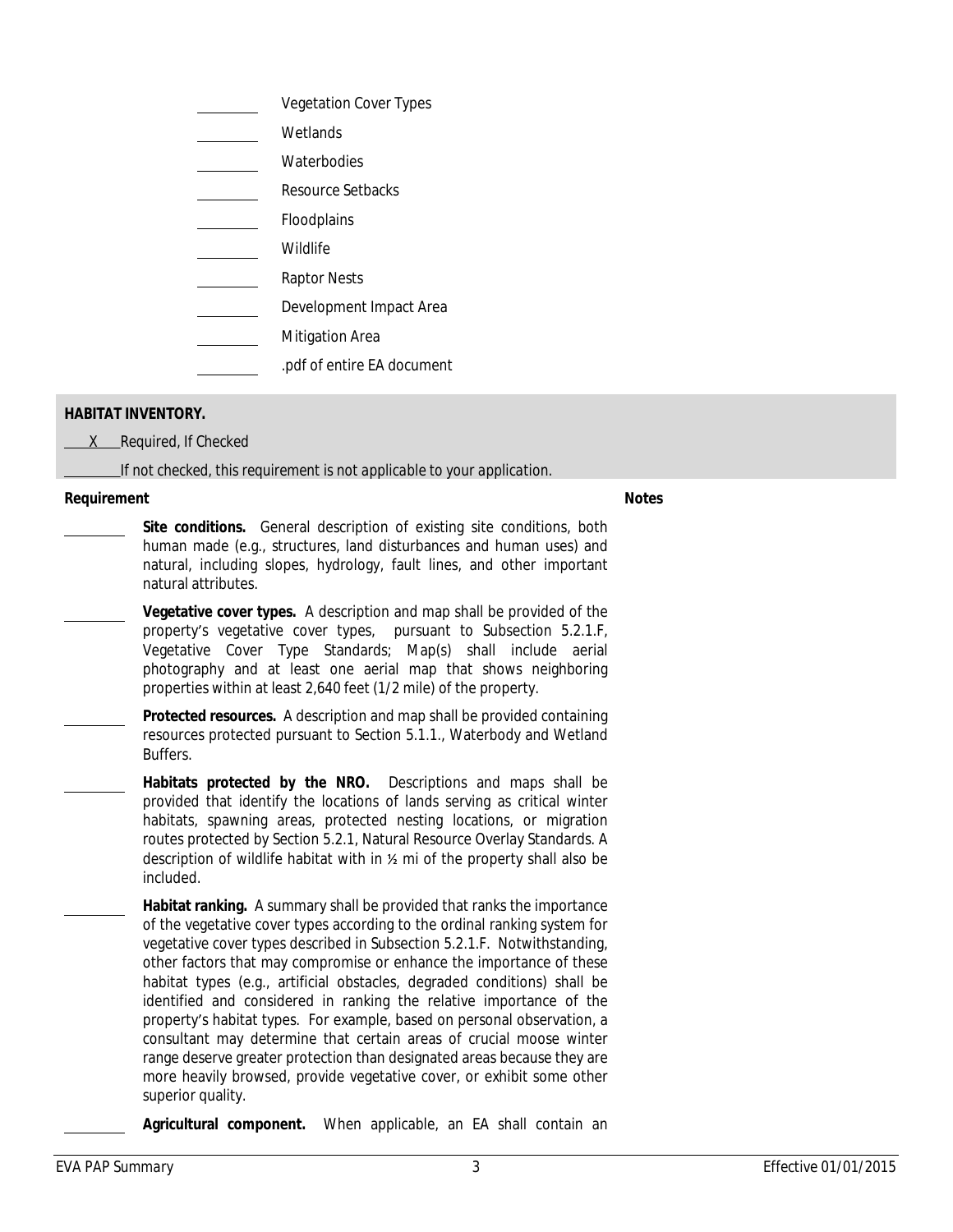\_\_\_\_\_\_\_\_ Vegetation Cover Types

\_\_\_\_\_\_\_\_ Wetlands

\_\_\_\_\_\_\_\_ Waterbodies

\_\_\_\_\_\_\_\_ Resource Setbacks

\_\_\_\_\_\_\_\_ Floodplains

\_\_\_\_\_\_\_\_ Wildlife

\_\_\_\_\_\_\_\_ Raptor Nests

\_\_\_\_\_\_\_\_ Development Impact Area

\_\_\_\_\_\_\_\_ Mitigation Area

\_\_\_\_\_\_\_\_ .pdf of entire EA document

**HABITAT INVENTORY.**

\_\_\_X\_\_\_ Required, If Checked

\_\_\_\_\_\_\_\_ *If not checked, this requirement is not applicable to your application.*

| Requirement | | Notes |
|---|---|---|
| \_\_\_\_\_\_\_\_ | **Site conditions.** General description of existing site conditions, both human made (e.g., structures, land disturbances and human uses) and natural, including slopes, hydrology, fault lines, and other important natural attributes. | |
| \_\_\_\_\_\_\_\_ | **Vegetative cover types.** A description and map shall be provided of the property's vegetative cover types, pursuant to Subsection 5.2.1.F, Vegetative Cover Type Standards; Map(s) shall include aerial photography and at least one aerial map that shows neighboring properties within at least 2,640 feet (1/2 mile) of the property. | |
| \_\_\_\_\_\_\_\_ | **Protected resources.** A description and map shall be provided containing resources protected pursuant to Section 5.1.1., Waterbody and Wetland Buffers. | |
| \_\_\_\_\_\_\_\_ | **Habitats protected by the NRO.** Descriptions and maps shall be provided that identify the locations of lands serving as critical winter habitats, spawning areas, protected nesting locations, or migration routes protected by Section 5.2.1, Natural Resource Overlay Standards. A description of wildlife habitat with in ½ mi of the property shall also be included. | |
| \_\_\_\_\_\_\_\_ | **Habitat ranking.** A summary shall be provided that ranks the importance of the vegetative cover types according to the ordinal ranking system for vegetative cover types described in Subsection 5.2.1.F. Notwithstanding, other factors that may compromise or enhance the importance of these habitat types (e.g., artificial obstacles, degraded conditions) shall be identified and considered in ranking the relative importance of the property's habitat types. For example, based on personal observation, a consultant may determine that certain areas of crucial moose winter range deserve greater protection than designated areas because they are more heavily browsed, provide vegetative cover, or exhibit some other superior quality. | |
| \_\_\_\_\_\_\_\_ | **Agricultural component.** When applicable, an EA shall contain an | |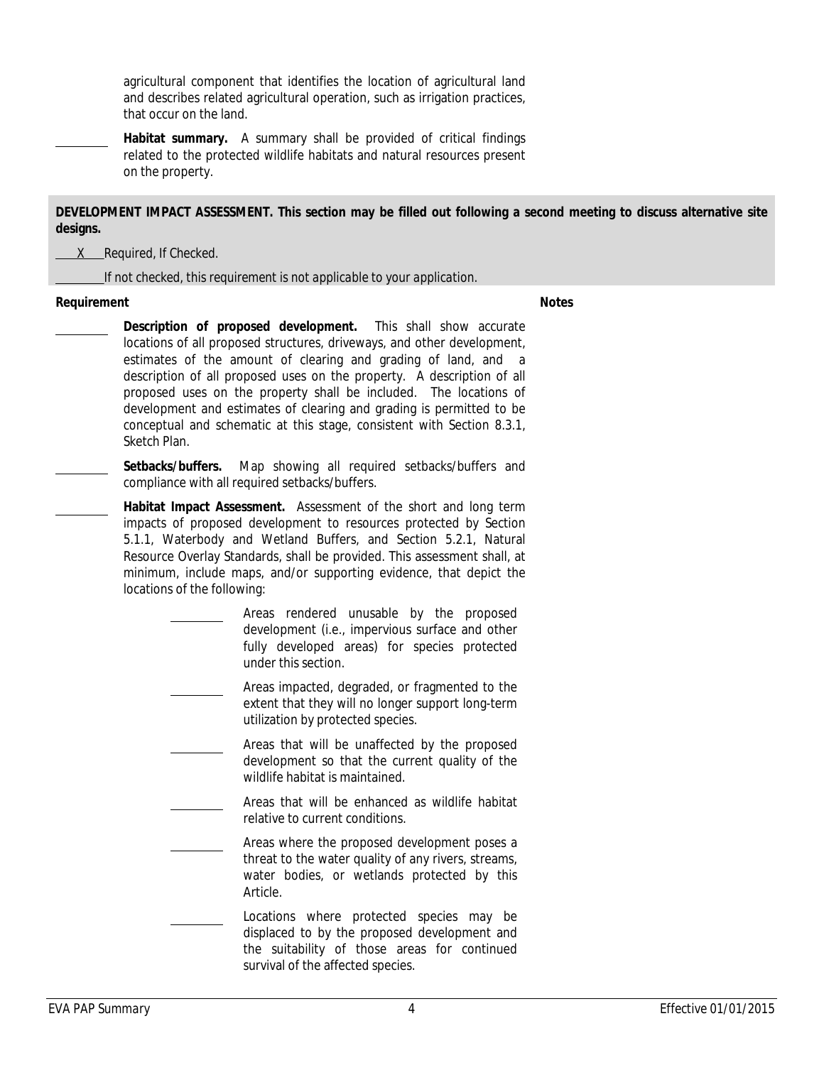agricultural component that identifies the location of agricultural land and describes related agricultural operation, such as irrigation practices, that occur on the land.

________ **Habitat summary.** A summary shall be provided of critical findings related to the protected wildlife habitats and natural resources present on the property.

**DEVELOPMENT IMPACT ASSESSMENT. This section may be filled out following a second meeting to discuss alternative site designs.**

___X___ *Required, If Checked.*

________ *If not checked, this requirement is not applicable to your application.*

**Requirement** **Notes**

________ **Description of proposed development.** This shall show accurate locations of all proposed structures, driveways, and other development, estimates of the amount of clearing and grading of land, and a description of all proposed uses on the property. A description of all proposed uses on the property shall be included. The locations of development and estimates of clearing and grading is permitted to be conceptual and schematic at this stage, consistent with Section 8.3.1, Sketch Plan.

________ **Setbacks/buffers.** Map showing all required setbacks/buffers and compliance with all required setbacks/buffers.

________ **Habitat Impact Assessment.** Assessment of the short and long term impacts of proposed development to resources protected by Section 5.1.1, Waterbody and Wetland Buffers, and Section 5.2.1, Natural Resource Overlay Standards, shall be provided. This assessment shall, at minimum, include maps, and/or supporting evidence, that depict the locations of the following:

- ________ Areas rendered unusable by the proposed development (i.e., impervious surface and other fully developed areas) for species protected under this section.
- ________ Areas impacted, degraded, or fragmented to the extent that they will no longer support long-term utilization by protected species.
- ________ Areas that will be unaffected by the proposed development so that the current quality of the wildlife habitat is maintained.
- ________ Areas that will be enhanced as wildlife habitat relative to current conditions.
- ________ Areas where the proposed development poses a threat to the water quality of any rivers, streams, water bodies, or wetlands protected by this Article.
- ________ Locations where protected species may be displaced to by the proposed development and the suitability of those areas for continued survival of the affected species.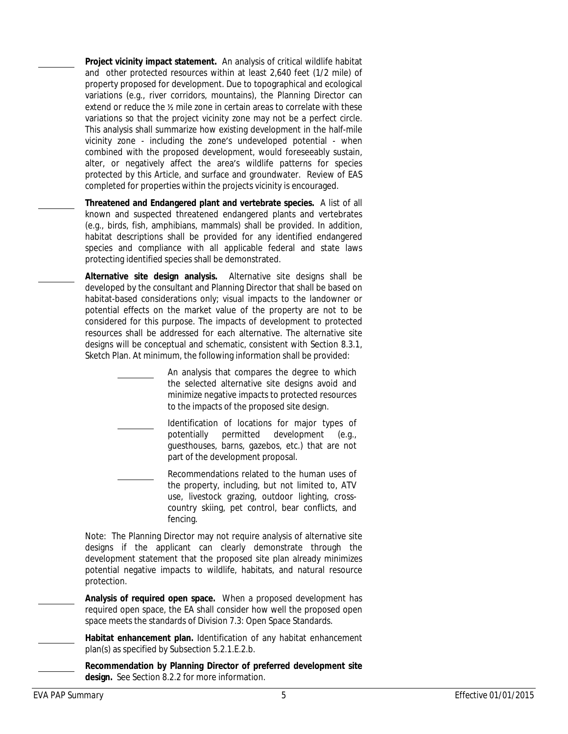- ________ **Project vicinity impact statement.** An analysis of critical wildlife habitat and other protected resources within at least 2,640 feet (1/2 mile) of property proposed for development. Due to topographical and ecological variations (e.g., river corridors, mountains), the Planning Director can extend or reduce the ½ mile zone in certain areas to correlate with these variations so that the project vicinity zone may not be a perfect circle. This analysis shall summarize how existing development in the half-mile vicinity zone - including the zone's undeveloped potential - when combined with the proposed development, would foreseeably sustain, alter, or negatively affect the area's wildlife patterns for species protected by this Article, and surface and groundwater. Review of EAS completed for properties within the projects vicinity is encouraged.

- ________ **Threatened and Endangered plant and vertebrate species.** A list of all known and suspected threatened endangered plants and vertebrates (e.g., birds, fish, amphibians, mammals) shall be provided. In addition, habitat descriptions shall be provided for any identified endangered species and compliance with all applicable federal and state laws protecting identified species shall be demonstrated.

- ________ **Alternative site design analysis.** Alternative site designs shall be developed by the consultant and Planning Director that shall be based on habitat-based considerations only; visual impacts to the landowner or potential effects on the market value of the property are not to be considered for this purpose. The impacts of development to protected resources shall be addressed for each alternative. The alternative site designs will be conceptual and schematic, consistent with Section 8.3.1, Sketch Plan. At minimum, the following information shall be provided:

  - ________ An analysis that compares the degree to which the selected alternative site designs avoid and minimize negative impacts to protected resources to the impacts of the proposed site design.

  - ________ Identification of locations for major types of potentially permitted development (e.g., guesthouses, barns, gazebos, etc.) that are not part of the development proposal.

  - ________ Recommendations related to the human uses of the property, including, but not limited to, ATV use, livestock grazing, outdoor lighting, cross-country skiing, pet control, bear conflicts, and fencing.

  Note: The Planning Director may not require analysis of alternative site designs if the applicant can clearly demonstrate through the development statement that the proposed site plan already minimizes potential negative impacts to wildlife, habitats, and natural resource protection.

- ________ **Analysis of required open space.** When a proposed development has required open space, the EA shall consider how well the proposed open space meets the standards of Division 7.3: Open Space Standards.

- ________ **Habitat enhancement plan.** Identification of any habitat enhancement plan(s) as specified by Subsection 5.2.1.E.2.b.

- ________ **Recommendation by Planning Director of preferred development site design.** See Section 8.2.2 for more information.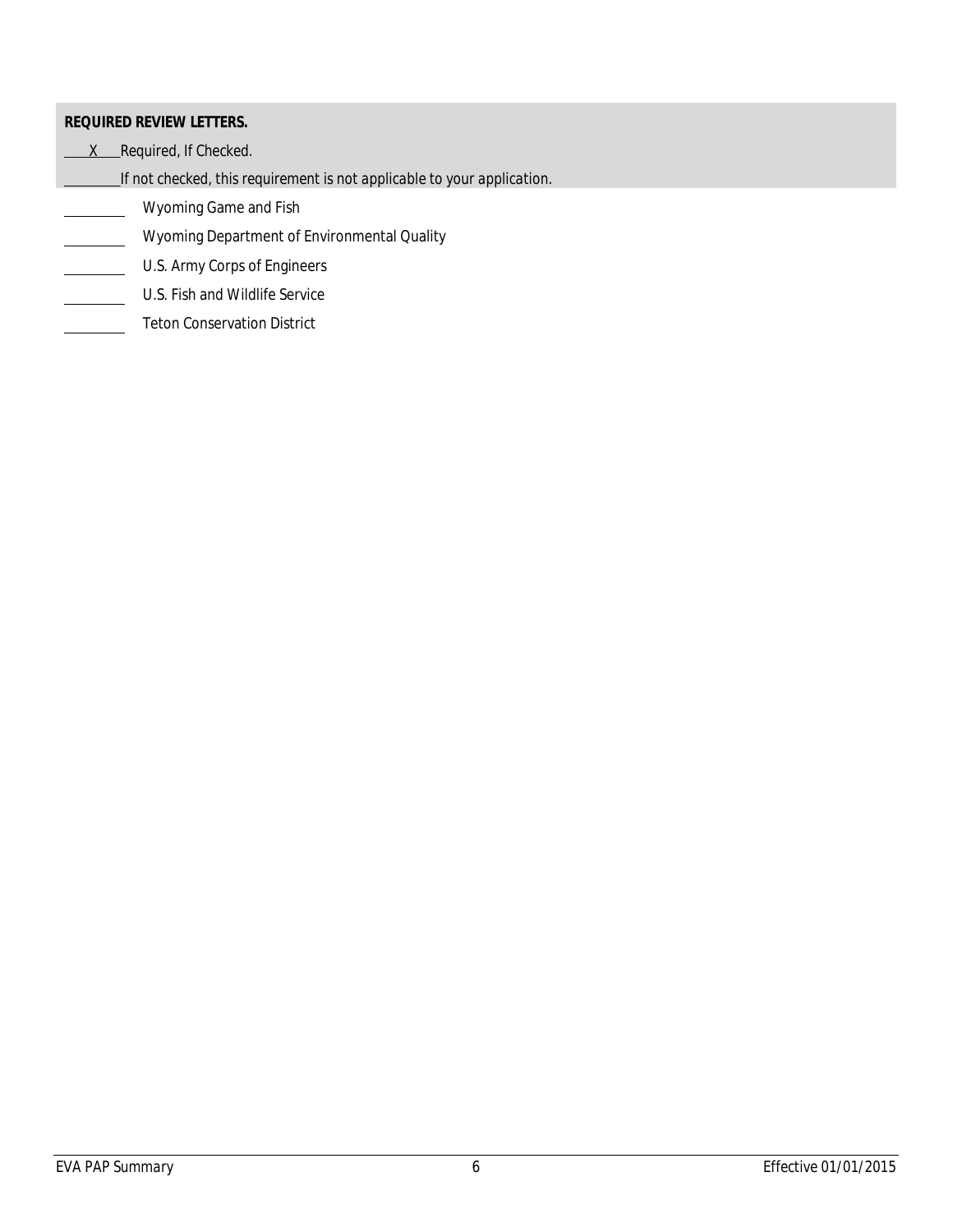**REQUIRED REVIEW LETTERS.**

\_\_X\_\_ Required, If Checked.

\_\_\_\_\_\_ If not checked, this requirement is not applicable to your application.

\_\_\_\_\_\_ Wyoming Game and Fish

\_\_\_\_\_\_ Wyoming Department of Environmental Quality

\_\_\_\_\_\_ U.S. Army Corps of Engineers

\_\_\_\_\_\_ U.S. Fish and Wildlife Service

\_\_\_\_\_\_ Teton Conservation District